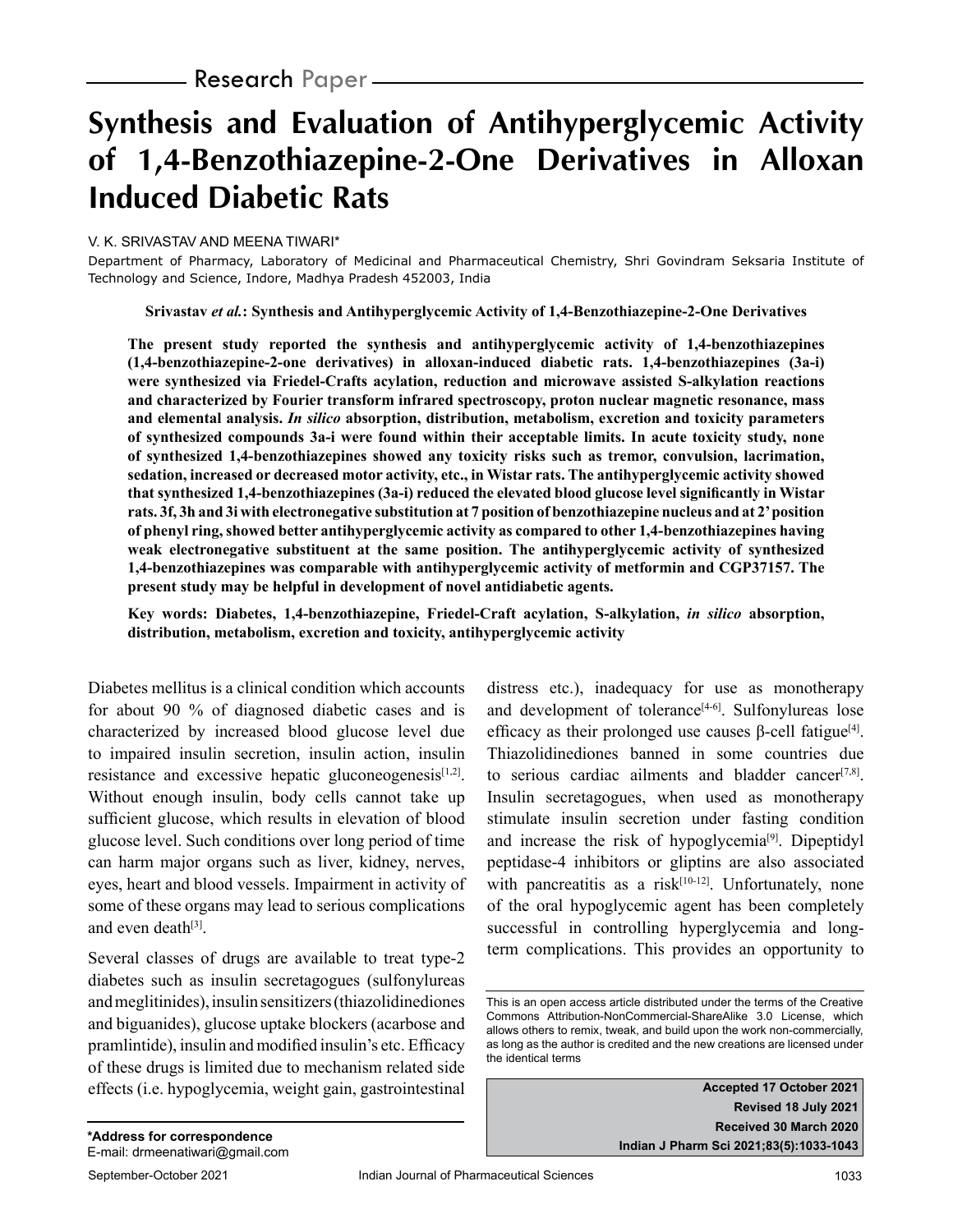Research Paper

# Synthesis and Evaluation of Antihyperglycemic Activity of 1,4-Benzothiazepine-2-One Derivatives in Alloxan Induced Diabetic Rats

V. K. SRIVASTAV AND MEENA TIWARI*

Department of Pharmacy, Laboratory of Medicinal and Pharmaceutical Chemistry, Shri Govindram Seksaria Institute of Technology and Science, Indore, Madhya Pradesh 452003, India

**Srivastav *et al.*: Synthesis and Antihyperglycemic Activity of 1,4-Benzothiazepine-2-One Derivatives**

**The present study reported the synthesis and antihyperglycemic activity of 1,4-benzothiazepines (1,4-benzothiazepine-2-one derivatives) in alloxan-induced diabetic rats. 1,4-benzothiazepines (3a-i) were synthesized via Friedel-Crafts acylation, reduction and microwave assisted S-alkylation reactions and characterized by Fourier transform infrared spectroscopy, proton nuclear magnetic resonance, mass and elemental analysis. *In silico* absorption, distribution, metabolism, excretion and toxicity parameters of synthesized compounds 3a-i were found within their acceptable limits. In acute toxicity study, none of synthesized 1,4-benzothiazepines showed any toxicity risks such as tremor, convulsion, lacrimation, sedation, increased or decreased motor activity, etc., in Wistar rats. The antihyperglycemic activity showed that synthesized 1,4-benzothiazepines (3a-i) reduced the elevated blood glucose level significantly in Wistar rats. 3f, 3h and 3i with electronegative substitution at 7 position of benzothiazepine nucleus and at 2' position of phenyl ring, showed better antihyperglycemic activity as compared to other 1,4-benzothiazepines having weak electronegative substituent at the same position. The antihyperglycemic activity of synthesized 1,4-benzothiazepines was comparable with antihyperglycemic activity of metformin and CGP37157. The present study may be helpful in development of novel antidiabetic agents.**

**Key words: Diabetes, 1,4-benzothiazepine, Friedel-Craft acylation, S-alkylation, *in silico* absorption, distribution, metabolism, excretion and toxicity, antihyperglycemic activity**

Diabetes mellitus is a clinical condition which accounts for about 90 % of diagnosed diabetic cases and is characterized by increased blood glucose level due to impaired insulin secretion, insulin action, insulin resistance and excessive hepatic gluconeogenesis[1,2]. Without enough insulin, body cells cannot take up sufficient glucose, which results in elevation of blood glucose level. Such conditions over long period of time can harm major organs such as liver, kidney, nerves, eyes, heart and blood vessels. Impairment in activity of some of these organs may lead to serious complications and even death[3].

Several classes of drugs are available to treat type-2 diabetes such as insulin secretagogues (sulfonylureas and meglitinides), insulin sensitizers (thiazolidinediones and biguanides), glucose uptake blockers (acarbose and pramlintide), insulin and modified insulin's etc. Efficacy of these drugs is limited due to mechanism related side effects (i.e. hypoglycemia, weight gain, gastrointestinal distress etc.), inadequacy for use as monotherapy and development of tolerance[4-6]. Sulfonylureas lose efficacy as their prolonged use causes β-cell fatigue[4]. Thiazolidinediones banned in some countries due to serious cardiac ailments and bladder cancer[7,8]. Insulin secretagogues, when used as monotherapy stimulate insulin secretion under fasting condition and increase the risk of hypoglycemia[9]. Dipeptidyl peptidase-4 inhibitors or gliptins are also associated with pancreatitis as a risk[10-12]. Unfortunately, none of the oral hypoglycemic agent has been completely successful in controlling hyperglycemia and long-term complications. This provides an opportunity to

This is an open access article distributed under the terms of the Creative Commons Attribution-NonCommercial-ShareAlike 3.0 License, which allows others to remix, tweak, and build upon the work non-commercially, as long as the author is credited and the new creations are licensed under the identical terms

**Accepted 17 October 2021**
**Revised 18 July 2021**
**Received 30 March 2020**
**Indian J Pharm Sci 2021;83(5):1033-1043**

**\*Address for correspondence**
E-mail: drmeenatiwari@gmail.com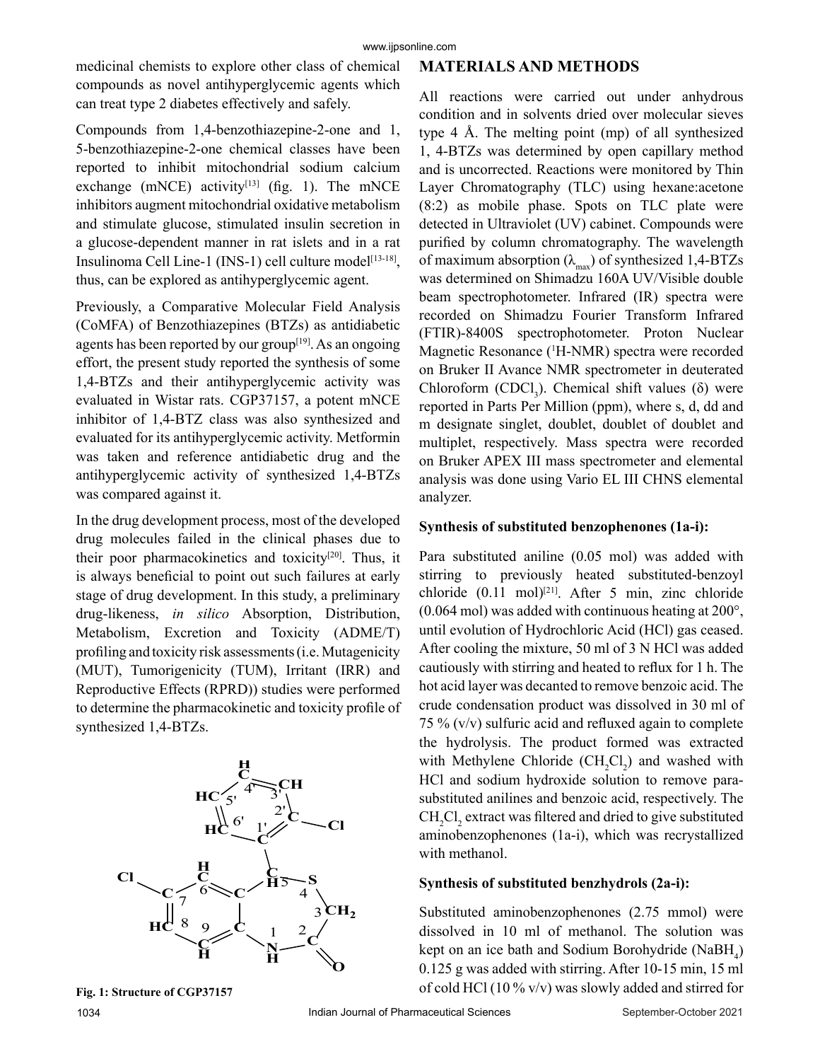medicinal chemists to explore other class of chemical compounds as novel antihyperglycemic agents which can treat type 2 diabetes effectively and safely.

Compounds from 1,4-benzothiazepine-2-one and 1, 5-benzothiazepine-2-one chemical classes have been reported to inhibit mitochondrial sodium calcium exchange (mNCE) activity[13] (fig. 1). The mNCE inhibitors augment mitochondrial oxidative metabolism and stimulate glucose, stimulated insulin secretion in a glucose-dependent manner in rat islets and in a rat Insulinoma Cell Line-1 (INS-1) cell culture model[13-18], thus, can be explored as antihyperglycemic agent.

Previously, a Comparative Molecular Field Analysis (CoMFA) of Benzothiazepines (BTZs) as antidiabetic agents has been reported by our group[19]. As an ongoing effort, the present study reported the synthesis of some 1,4-BTZs and their antihyperglycemic activity was evaluated in Wistar rats. CGP37157, a potent mNCE inhibitor of 1,4-BTZ class was also synthesized and evaluated for its antihyperglycemic activity. Metformin was taken and reference antidiabetic drug and the antihyperglycemic activity of synthesized 1,4-BTZs was compared against it.

In the drug development process, most of the developed drug molecules failed in the clinical phases due to their poor pharmacokinetics and toxicity[20]. Thus, it is always beneficial to point out such failures at early stage of drug development. In this study, a preliminary drug-likeness, *in silico* Absorption, Distribution, Metabolism, Excretion and Toxicity (ADME/T) profiling and toxicity risk assessments (i.e. Mutagenicity (MUT), Tumorigenicity (TUM), Irritant (IRR) and Reproductive Effects (RPRD)) studies were performed to determine the pharmacokinetic and toxicity profile of synthesized 1,4-BTZs.

**Fig. 1: Structure of CGP37157**

## MATERIALS AND METHODS

All reactions were carried out under anhydrous condition and in solvents dried over molecular sieves type 4 Å. The melting point (mp) of all synthesized 1, 4-BTZs was determined by open capillary method and is uncorrected. Reactions were monitored by Thin Layer Chromatography (TLC) using hexane:acetone (8:2) as mobile phase. Spots on TLC plate were detected in Ultraviolet (UV) cabinet. Compounds were purified by column chromatography. The wavelength of maximum absorption ($\lambda_{max}$) of synthesized 1,4-BTZs was determined on Shimadzu 160A UV/Visible double beam spectrophotometer. Infrared (IR) spectra were recorded on Shimadzu Fourier Transform Infrared (FTIR)-8400S spectrophotometer. Proton Nuclear Magnetic Resonance ($^1$H-NMR) spectra were recorded on Bruker II Avance NMR spectrometer in deuterated Chloroform ($CDCl_3$). Chemical shift values (δ) were reported in Parts Per Million (ppm), where s, d, dd and m designate singlet, doublet, doublet of doublet and multiplet, respectively. Mass spectra were recorded on Bruker APEX III mass spectrometer and elemental analysis was done using Vario EL III CHNS elemental analyzer.

### Synthesis of substituted benzophenones (1a-i):

Para substituted aniline (0.05 mol) was added with stirring to previously heated substituted-benzoyl chloride (0.11 mol)[21]. After 5 min, zinc chloride (0.064 mol) was added with continuous heating at 200°, until evolution of Hydrochloric Acid (HCl) gas ceased. After cooling the mixture, 50 ml of 3 N HCl was added cautiously with stirring and heated to reflux for 1 h. The hot acid layer was decanted to remove benzoic acid. The crude condensation product was dissolved in 30 ml of 75 % (v/v) sulfuric acid and refluxed again to complete the hydrolysis. The product formed was extracted with Methylene Chloride ($CH_2Cl_2$) and washed with HCl and sodium hydroxide solution to remove para-substituted anilines and benzoic acid, respectively. The $CH_2Cl_2$ extract was filtered and dried to give substituted aminobenzophenones (1a-i), which was recrystallized with methanol.

### Synthesis of substituted benzhydrols (2a-i):

Substituted aminobenzophenones (2.75 mmol) were dissolved in 10 ml of methanol. The solution was kept on an ice bath and Sodium Borohydride ($NaBH_4$) 0.125 g was added with stirring. After 10-15 min, 15 ml of cold HCl (10 % v/v) was slowly added and stirred for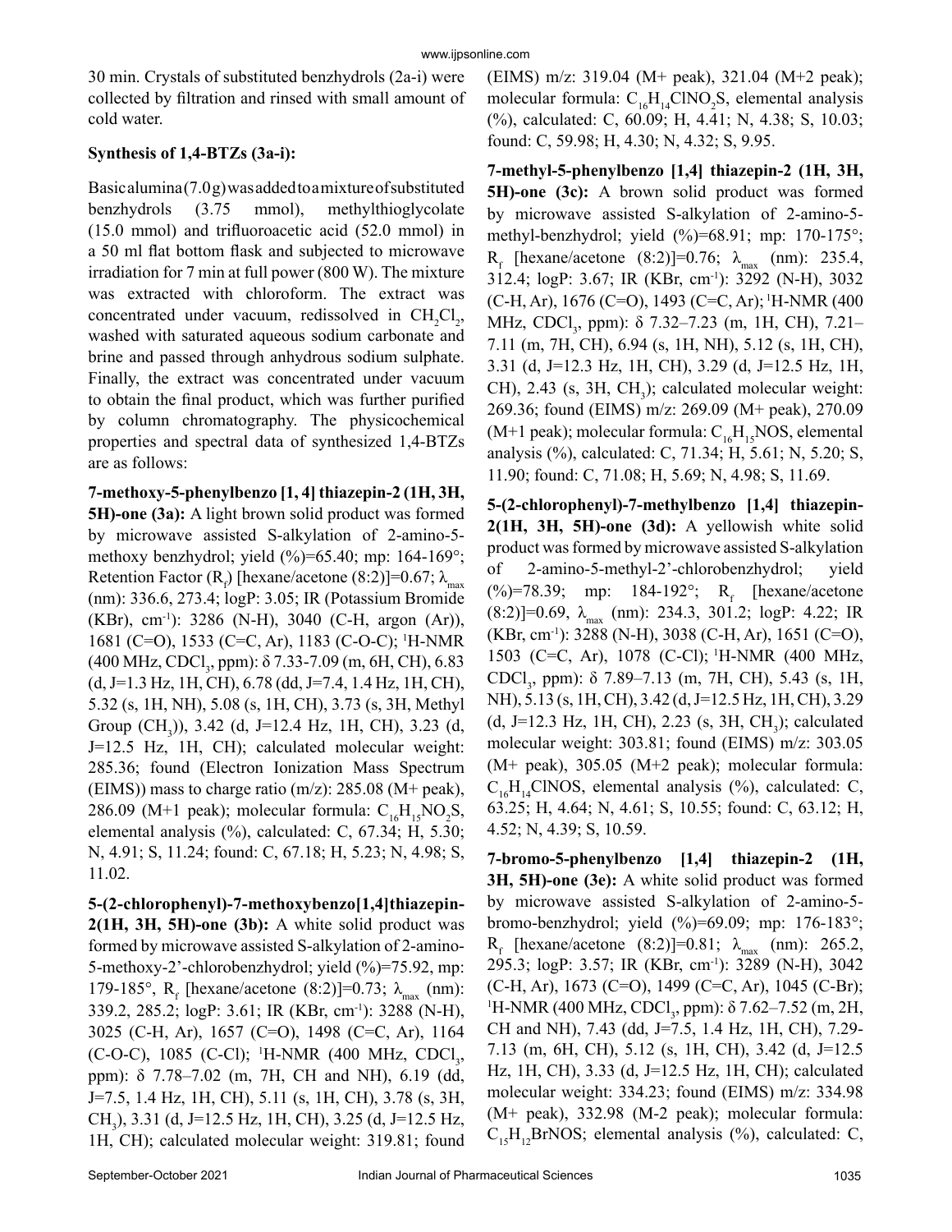30 min. Crystals of substituted benzhydrols (2a-i) were collected by filtration and rinsed with small amount of cold water.

**Synthesis of 1,4-BTZs (3a-i):**

Basic alumina (7.0 g) was added to a mixture of substituted benzhydrols (3.75 mmol), methylthioglycolate (15.0 mmol) and trifluoroacetic acid (52.0 mmol) in a 50 ml flat bottom flask and subjected to microwave irradiation for 7 min at full power (800 W). The mixture was extracted with chloroform. The extract was concentrated under vacuum, redissolved in $CH_2Cl_2$, washed with saturated aqueous sodium carbonate and brine and passed through anhydrous sodium sulphate. Finally, the extract was concentrated under vacuum to obtain the final product, which was further purified by column chromatography. The physicochemical properties and spectral data of synthesized 1,4-BTZs are as follows:

**7-methoxy-5-phenylbenzo [1, 4] thiazepin-2 (1H, 3H, 5H)-one (3a):** A light brown solid product was formed by microwave assisted S-alkylation of 2-amino-5-methoxy benzhydrol; yield (%)=65.40; mp: 164-169°; Retention Factor ($R_f$) [hexane/acetone (8:2)]=0.67; $\lambda_{max}$ (nm): 336.6, 273.4; logP: 3.05; IR (Potassium Bromide (KBr), $cm^{-1}$): 3286 (N-H), 3040 (C-H, argon (Ar)), 1681 (C=O), 1533 (C=C, Ar), 1183 (C-O-C); $^1$H-NMR (400 MHz, $CDCl_3$, ppm): δ 7.33-7.09 (m, 6H, CH), 6.83 (d, J=1.3 Hz, 1H, CH), 6.78 (dd, J=7.4, 1.4 Hz, 1H, CH), 5.32 (s, 1H, NH), 5.08 (s, 1H, CH), 3.73 (s, 3H, Methyl Group ($CH_3$)), 3.42 (d, J=12.4 Hz, 1H, CH), 3.23 (d, J=12.5 Hz, 1H, CH); calculated molecular weight: 285.36; found (Electron Ionization Mass Spectrum (EIMS)) mass to charge ratio (m/z): 285.08 (M+ peak), 286.09 (M+1 peak); molecular formula: $C_{16}H_{15}NO_2S$, elemental analysis (%), calculated: C, 67.34; H, 5.30; N, 4.91; S, 11.24; found: C, 67.18; H, 5.23; N, 4.98; S, 11.02.

**5-(2-chlorophenyl)-7-methoxybenzo[1,4]thiazepin-2(1H, 3H, 5H)-one (3b):** A white solid product was formed by microwave assisted S-alkylation of 2-amino-5-methoxy-2'-chlorobenzhydrol; yield (%)=75.92, mp: 179-185°, $R_f$ [hexane/acetone (8:2)]=0.73; $\lambda_{max}$ (nm): 339.2, 285.2; logP: 3.61; IR (KBr, $cm^{-1}$): 3288 (N-H), 3025 (C-H, Ar), 1657 (C=O), 1498 (C=C, Ar), 1164 (C-O-C), 1085 (C-Cl); $^1$H-NMR (400 MHz, $CDCl_3$, ppm): δ 7.78–7.02 (m, 7H, CH and NH), 6.19 (dd, J=7.5, 1.4 Hz, 1H, CH), 5.11 (s, 1H, CH), 3.78 (s, 3H, $CH_3$), 3.31 (d, J=12.5 Hz, 1H, CH), 3.25 (d, J=12.5 Hz, 1H, CH); calculated molecular weight: 319.81; found (EIMS) m/z: 319.04 (M+ peak), 321.04 (M+2 peak); molecular formula: $C_{16}H_{14}ClNO_2S$, elemental analysis (%), calculated: C, 60.09; H, 4.41; N, 4.38; S, 10.03; found: C, 59.98; H, 4.30; N, 4.32; S, 9.95.

**7-methyl-5-phenylbenzo [1,4] thiazepin-2 (1H, 3H, 5H)-one (3c):** A brown solid product was formed by microwave assisted S-alkylation of 2-amino-5-methyl-benzhydrol; yield (%)=68.91; mp: 170-175°; $R_f$ [hexane/acetone (8:2)]=0.76; $\lambda_{max}$ (nm): 235.4, 312.4; logP: 3.67; IR (KBr, $cm^{-1}$): 3292 (N-H), 3032 (C-H, Ar), 1676 (C=O), 1493 (C=C, Ar); $^1$H-NMR (400 MHz, $CDCl_3$, ppm): δ 7.32–7.23 (m, 1H, CH), 7.21–7.11 (m, 7H, CH), 6.94 (s, 1H, NH), 5.12 (s, 1H, CH), 3.31 (d, J=12.3 Hz, 1H, CH), 3.29 (d, J=12.5 Hz, 1H, CH), 2.43 (s, 3H, $CH_3$); calculated molecular weight: 269.36; found (EIMS) m/z: 269.09 (M+ peak), 270.09 (M+1 peak); molecular formula: $C_{16}H_{15}NOS$, elemental analysis (%), calculated: C, 71.34; H, 5.61; N, 5.20; S, 11.90; found: C, 71.08; H, 5.69; N, 4.98; S, 11.69.

**5-(2-chlorophenyl)-7-methylbenzo [1,4] thiazepin-2(1H, 3H, 5H)-one (3d):** A yellowish white solid product was formed by microwave assisted S-alkylation of 2-amino-5-methyl-2'-chlorobenzhydrol; yield (%)=78.39; mp: 184-192°; $R_f$ [hexane/acetone (8:2)]=0.69, $\lambda_{max}$ (nm): 234.3, 301.2; logP: 4.22; IR (KBr, $cm^{-1}$): 3288 (N-H), 3038 (C-H, Ar), 1651 (C=O), 1503 (C=C, Ar), 1078 (C-Cl); $^1$H-NMR (400 MHz, $CDCl_3$, ppm): δ 7.89–7.13 (m, 7H, CH), 5.43 (s, 1H, NH), 5.13 (s, 1H, CH), 3.42 (d, J=12.5 Hz, 1H, CH), 3.29 (d, J=12.3 Hz, 1H, CH), 2.23 (s, 3H, $CH_3$); calculated molecular weight: 303.81; found (EIMS) m/z: 303.05 (M+ peak), 305.05 (M+2 peak); molecular formula: $C_{16}H_{14}ClNOS$, elemental analysis (%), calculated: C, 63.25; H, 4.64; N, 4.61; S, 10.55; found: C, 63.12; H, 4.52; N, 4.39; S, 10.59.

**7-bromo-5-phenylbenzo [1,4] thiazepin-2 (1H, 3H, 5H)-one (3e):** A white solid product was formed by microwave assisted S-alkylation of 2-amino-5-bromo-benzhydrol; yield (%)=69.09; mp: 176-183°; $R_f$ [hexane/acetone (8:2)]=0.81; $\lambda_{max}$ (nm): 265.2, 295.3; logP: 3.57; IR (KBr, $cm^{-1}$): 3289 (N-H), 3042 (C-H, Ar), 1673 (C=O), 1499 (C=C, Ar), 1045 (C-Br); $^1$H-NMR (400 MHz, $CDCl_3$, ppm): δ 7.62–7.52 (m, 2H, CH and NH), 7.43 (dd, J=7.5, 1.4 Hz, 1H, CH), 7.29-7.13 (m, 6H, CH), 5.12 (s, 1H, CH), 3.42 (d, J=12.5 Hz, 1H, CH), 3.33 (d, J=12.5 Hz, 1H, CH); calculated molecular weight: 334.23; found (EIMS) m/z: 334.98 (M+ peak), 332.98 (M-2 peak); molecular formula: $C_{15}H_{12}BrNOS$; elemental analysis (%), calculated: C,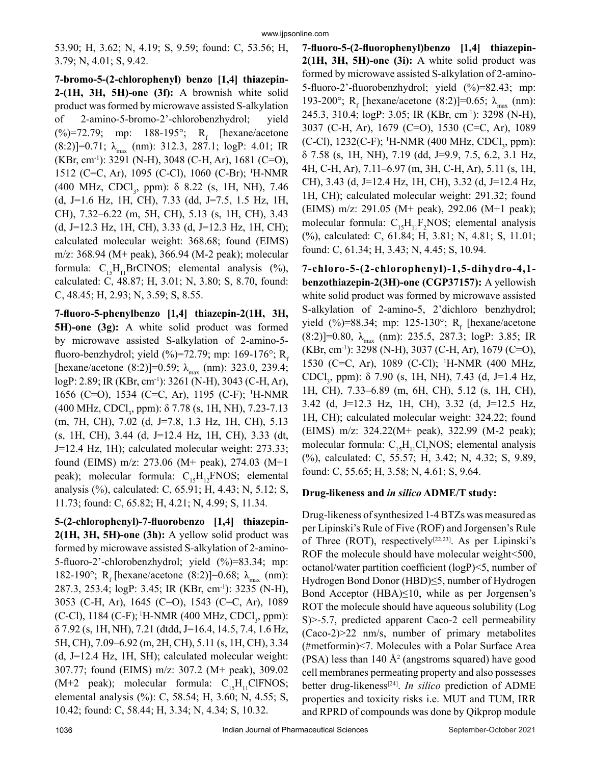53.90; H, 3.62; N, 4.19; S, 9.59; found: C, 53.56; H, 3.79; N, 4.01; S, 9.42.

**7-bromo-5-(2-chlorophenyl) benzo [1,4] thiazepin-2-(1H, 3H, 5H)-one (3f):** A brownish white solid product was formed by microwave assisted S-alkylation of 2-amino-5-bromo-2'-chlorobenzhydrol; yield (%)=72.79; mp: 188-195°; $R_f$ [hexane/acetone (8:2)]=0.71; $\lambda_{max}$ (nm): 312.3, 287.1; logP: 4.01; IR (KBr, $cm^{-1}$): 3291 (N-H), 3048 (C-H, Ar), 1681 (C=O), 1512 (C=C, Ar), 1095 (C-Cl), 1060 (C-Br); $^1$H-NMR (400 MHz, $CDCl_3$, ppm): δ 8.22 (s, 1H, NH), 7.46 (d, J=1.6 Hz, 1H, CH), 7.33 (dd, J=7.5, 1.5 Hz, 1H, CH), 7.32–6.22 (m, 5H, CH), 5.13 (s, 1H, CH), 3.43 (d, J=12.3 Hz, 1H, CH), 3.33 (d, J=12.3 Hz, 1H, CH); calculated molecular weight: 368.68; found (EIMS) m/z: 368.94 (M+ peak), 366.94 (M-2 peak); molecular formula: $C_{15}H_{11}BrClNOS$; elemental analysis (%), calculated: C, 48.87; H, 3.01; N, 3.80; S, 8.70, found: C, 48.45; H, 2.93; N, 3.59; S, 8.55.

**7-fluoro-5-phenylbenzo [1,4] thiazepin-2(1H, 3H, 5H)-one (3g):** A white solid product was formed by microwave assisted S-alkylation of 2-amino-5-fluoro-benzhydrol; yield (%)=72.79; mp: 169-176°; $R_f$ [hexane/acetone (8:2)]=0.59; $\lambda_{max}$ (nm): 323.0, 239.4; logP: 2.89; IR (KBr, $cm^{-1}$): 3261 (N-H), 3043 (C-H, Ar), 1656 (C=O), 1534 (C=C, Ar), 1195 (C-F); $^1$H-NMR (400 MHz, $CDCl_3$, ppm): δ 7.78 (s, 1H, NH), 7.23-7.13 (m, 7H, CH), 7.02 (d, J=7.8, 1.3 Hz, 1H, CH), 5.13 (s, 1H, CH), 3.44 (d, J=12.4 Hz, 1H, CH), 3.33 (dt, J=12.4 Hz, 1H); calculated molecular weight: 273.33; found (EIMS) m/z: 273.06 (M+ peak), 274.03 (M+1 peak); molecular formula: $C_{15}H_{12}FNOS$; elemental analysis (%), calculated: C, 65.91; H, 4.43; N, 5.12; S, 11.73; found: C, 65.82; H, 4.21; N, 4.99; S, 11.34.

**5-(2-chlorophenyl)-7-fluorobenzo [1,4] thiazepin-2(1H, 3H, 5H)-one (3h):** A yellow solid product was formed by microwave assisted S-alkylation of 2-amino-5-fluoro-2'-chlorobenzhydrol; yield (%)=83.34; mp: 182-190°; $R_f$ [hexane/acetone (8:2)]=0.68; $\lambda_{max}$ (nm): 287.3, 253.4; logP: 3.45; IR (KBr, $cm^{-1}$): 3235 (N-H), 3053 (C-H, Ar), 1645 (C=O), 1543 (C=C, Ar), 1089 (C-Cl), 1184 (C-F); $^1$H-NMR (400 MHz, $CDCl_3$, ppm): δ 7.92 (s, 1H, NH), 7.21 (dtdd, J=16.4, 14.5, 7.4, 1.6 Hz, 5H, CH), 7.09–6.92 (m, 2H, CH), 5.11 (s, 1H, CH), 3.34 (d, J=12.4 Hz, 1H, SH); calculated molecular weight: 307.77; found (EIMS) m/z: 307.2 (M+ peak), 309.02 (M+2 peak); molecular formula: $C_{15}H_{11}ClFNOS$; elemental analysis (%): C, 58.54; H, 3.60; N, 4.55; S, 10.42; found: C, 58.44; H, 3.34; N, 4.34; S, 10.32.

**7-fluoro-5-(2-fluorophenyl)benzo [1,4] thiazepin-2(1H, 3H, 5H)-one (3i):** A white solid product was formed by microwave assisted S-alkylation of 2-amino-5-fluoro-2'-fluorobenzhydrol; yield (%)=82.43; mp: 193-200°; $R_f$ [hexane/acetone (8:2)]=0.65; $\lambda_{max}$ (nm): 245.3, 310.4; logP: 3.05; IR (KBr, $cm^{-1}$): 3298 (N-H), 3037 (C-H, Ar), 1679 (C=O), 1530 (C=C, Ar), 1089 (C-Cl), 1232(C-F); $^1$H-NMR (400 MHz, $CDCl_3$, ppm): δ 7.58 (s, 1H, NH), 7.19 (dd, J=9.9, 7.5, 6.2, 3.1 Hz, 4H, C-H, Ar), 7.11–6.97 (m, 3H, C-H, Ar), 5.11 (s, 1H, CH), 3.43 (d, J=12.4 Hz, 1H, CH), 3.32 (d, J=12.4 Hz, 1H, CH); calculated molecular weight: 291.32; found (EIMS) m/z: 291.05 (M+ peak), 292.06 (M+1 peak); molecular formula: $C_{15}H_{11}F_2NOS$; elemental analysis (%), calculated: C, 61.84; H, 3.81; N, 4.81; S, 11.01; found: C, 61.34; H, 3.43; N, 4.45; S, 10.94.

**7-chloro-5-(2-chlorophenyl)-1,5-dihydro-4,1-benzothiazepin-2(3H)-one (CGP37157):** A yellowish white solid product was formed by microwave assisted S-alkylation of 2-amino-5, 2'dichloro benzhydrol; yield (%)=88.34; mp: 125-130°; $R_f$ [hexane/acetone (8:2)]=0.80, $\lambda_{max}$ (nm): 235.5, 287.3; logP: 3.85; IR (KBr, $cm^{-1}$): 3298 (N-H), 3037 (C-H, Ar), 1679 (C=O), 1530 (C=C, Ar), 1089 (C-Cl); $^1$H-NMR (400 MHz, $CDCl_3$, ppm): δ 7.90 (s, 1H, NH), 7.43 (d, J=1.4 Hz, 1H, CH), 7.33–6.89 (m, 6H, CH), 5.12 (s, 1H, CH), 3.42 (d, J=12.3 Hz, 1H, CH), 3.32 (d, J=12.5 Hz, 1H, CH); calculated molecular weight: 324.22; found (EIMS) m/z: 324.22(M+ peak), 322.99 (M-2 peak); molecular formula: $C_{15}H_{11}Cl_2NOS$; elemental analysis (%), calculated: C, 55.57; H, 3.42; N, 4.32; S, 9.89, found: C, 55.65; H, 3.58; N, 4.61; S, 9.64.

**Drug-likeness and *in silico* ADME/T study:**

Drug-likeness of synthesized 1-4 BTZs was measured as per Lipinski's Rule of Five (ROF) and Jorgensen's Rule of Three (ROT), respectively[22,23]. As per Lipinski's ROF the molecule should have molecular weight<500, octanol/water partition coefficient (logP)<5, number of Hydrogen Bond Donor (HBD)≤5, number of Hydrogen Bond Acceptor (HBA)≤10, while as per Jorgensen's ROT the molecule should have aqueous solubility (Log S)>-5.7, predicted apparent Caco-2 cell permeability (Caco-2)>22 nm/s, number of primary metabolites (#metformin)<7. Molecules with a Polar Surface Area (PSA) less than 140 $Å^2$ (angstroms squared) have good cell membranes permeating property and also possesses better drug-likeness[24]. *In silico* prediction of ADME properties and toxicity risks i.e. MUT and TUM, IRR and RPRD of compounds was done by Qikprop module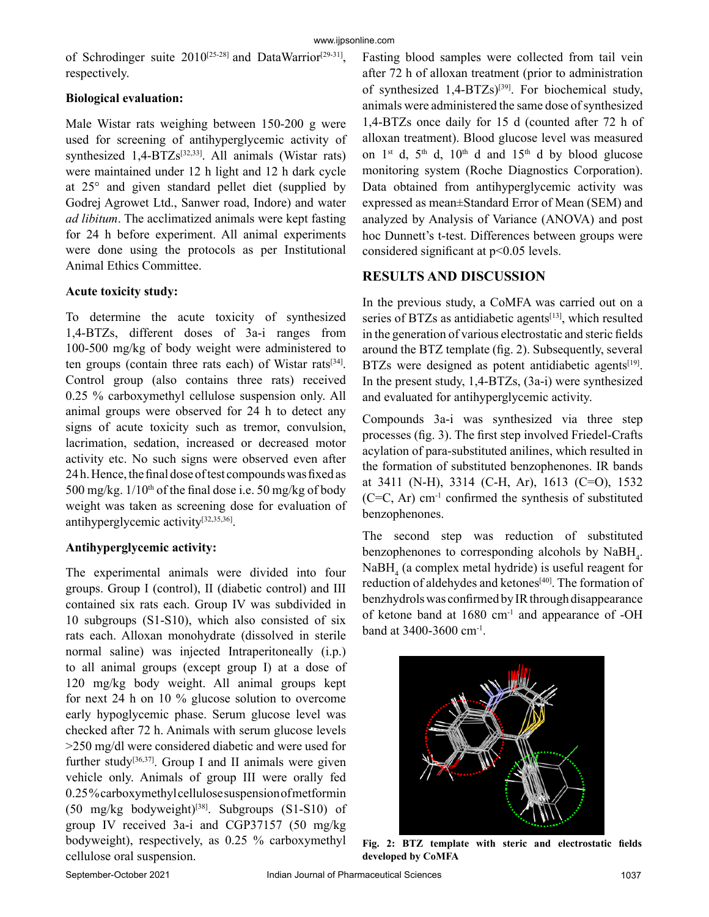of Schrodinger suite 2010[25-28] and DataWarrior[29-31], respectively.

### Biological evaluation:

Male Wistar rats weighing between 150-200 g were used for screening of antihyperglycemic activity of synthesized 1,4-BTZs[32,33]. All animals (Wistar rats) were maintained under 12 h light and 12 h dark cycle at 25° and given standard pellet diet (supplied by Godrej Agrowet Ltd., Sanwer road, Indore) and water *ad libitum*. The acclimatized animals were kept fasting for 24 h before experiment. All animal experiments were done using the protocols as per Institutional Animal Ethics Committee.

### Acute toxicity study:

To determine the acute toxicity of synthesized 1,4-BTZs, different doses of 3a-i ranges from 100-500 mg/kg of body weight were administered to ten groups (contain three rats each) of Wistar rats[34]. Control group (also contains three rats) received 0.25 % carboxymethyl cellulose suspension only. All animal groups were observed for 24 h to detect any signs of acute toxicity such as tremor, convulsion, lacrimation, sedation, increased or decreased motor activity etc. No such signs were observed even after 24 h. Hence, the final dose of test compounds was fixed as 500 mg/kg. 1/10th of the final dose i.e. 50 mg/kg of body weight was taken as screening dose for evaluation of antihyperglycemic activity[32,35,36].

### Antihyperglycemic activity:

The experimental animals were divided into four groups. Group I (control), II (diabetic control) and III contained six rats each. Group IV was subdivided in 10 subgroups (S1-S10), which also consisted of six rats each. Alloxan monohydrate (dissolved in sterile normal saline) was injected Intraperitoneally (i.p.) to all animal groups (except group I) at a dose of 120 mg/kg body weight. All animal groups kept for next 24 h on 10 % glucose solution to overcome early hypoglycemic phase. Serum glucose level was checked after 72 h. Animals with serum glucose levels >250 mg/dl were considered diabetic and were used for further study[36,37]. Group I and II animals were given vehicle only. Animals of group III were orally fed 0.25 % carboxymethyl cellulose suspension of metformin (50 mg/kg bodyweight)[38]. Subgroups (S1-S10) of group IV received 3a-i and CGP37157 (50 mg/kg bodyweight), respectively, as 0.25 % carboxymethyl cellulose oral suspension.

Fasting blood samples were collected from tail vein after 72 h of alloxan treatment (prior to administration of synthesized 1,4-BTZs)[39]. For biochemical study, animals were administered the same dose of synthesized 1,4-BTZs once daily for 15 d (counted after 72 h of alloxan treatment). Blood glucose level was measured on 1st d, 5th d, 10th d and 15th d by blood glucose monitoring system (Roche Diagnostics Corporation). Data obtained from antihyperglycemic activity was expressed as mean±Standard Error of Mean (SEM) and analyzed by Analysis of Variance (ANOVA) and post hoc Dunnett's t-test. Differences between groups were considered significant at $p<0.05$ levels.

## RESULTS AND DISCUSSION

In the previous study, a CoMFA was carried out on a series of BTZs as antidiabetic agents[13], which resulted in the generation of various electrostatic and steric fields around the BTZ template (fig. 2). Subsequently, several BTZs were designed as potent antidiabetic agents[19]. In the present study, 1,4-BTZs, (3a-i) were synthesized and evaluated for antihyperglycemic activity.

Compounds 3a-i was synthesized via three step processes (fig. 3). The first step involved Friedel-Crafts acylation of para-substituted anilines, which resulted in the formation of substituted benzophenones. IR bands at 3411 (N-H), 3314 (C-H, Ar), 1613 (C=O), 1532 (C=C, Ar) $cm^{-1}$ confirmed the synthesis of substituted benzophenones.

The second step was reduction of substituted benzophenones to corresponding alcohols by $NaBH_4$. $NaBH_4$ (a complex metal hydride) is useful reagent for reduction of aldehydes and ketones[40]. The formation of benzhydrols was confirmed by IR through disappearance of ketone band at 1680 $cm^{-1}$ and appearance of -OH band at 3400-3600 $cm^{-1}$.

**Fig. 2: BTZ template with steric and electrostatic fields developed by CoMFA**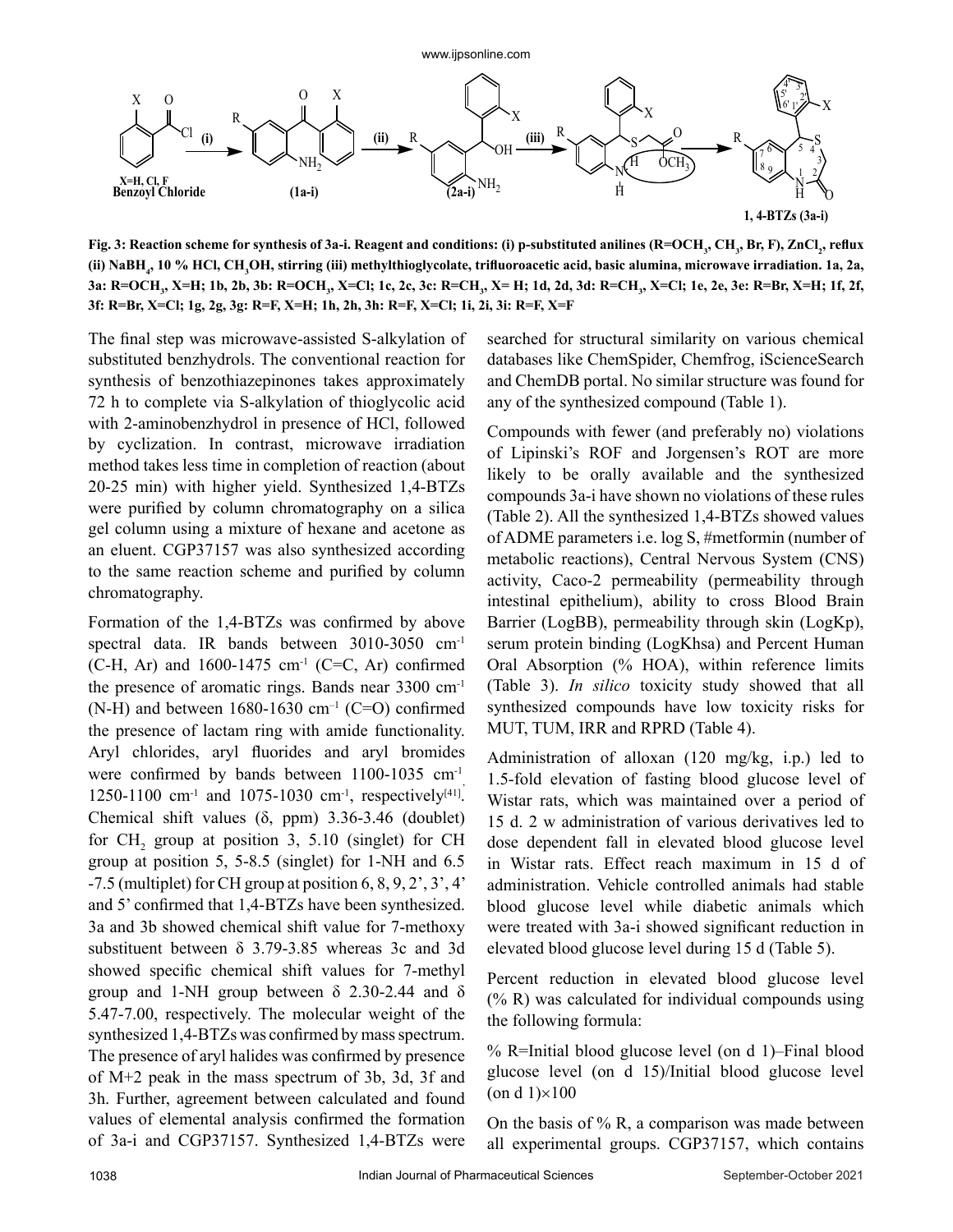Fig. 3: Reaction scheme for synthesis of 3a-i. Reagent and conditions: (i) p-substituted anilines (R=$OCH_3$, $CH_3$, Br, F), $ZnCl_2$, reflux (ii) $NaBH_4$, 10 % HCl, $CH_3OH$, stirring (iii) methylthioglycolate, trifluoroacetic acid, basic alumina, microwave irradiation. 1a, 2a, 3a: R=$OCH_3$, X=H; 1b, 2b, 3b: R=$OCH_3$, X=Cl; 1c, 2c, 3c: R=$CH_3$, X= H; 1d, 2d, 3d: R=$CH_3$, X=Cl; 1e, 2e, 3e: R=Br, X=H; 1f, 2f, 3f: R=Br, X=Cl; 1g, 2g, 3g: R=F, X=H; 1h, 2h, 3h: R=F, X=Cl; 1i, 2i, 3i: R=F, X=F

The final step was microwave-assisted S-alkylation of substituted benzhydrols. The conventional reaction for synthesis of benzothiazepinones takes approximately 72 h to complete via S-alkylation of thioglycolic acid with 2-aminobenzhydrol in presence of HCl, followed by cyclization. In contrast, microwave irradiation method takes less time in completion of reaction (about 20-25 min) with higher yield. Synthesized 1,4-BTZs were purified by column chromatography on a silica gel column using a mixture of hexane and acetone as an eluent. CGP37157 was also synthesized according to the same reaction scheme and purified by column chromatography.

Formation of the 1,4-BTZs was confirmed by above spectral data. IR bands between 3010-3050 $cm^{-1}$ (C-H, Ar) and 1600-1475 $cm^{-1}$ (C=C, Ar) confirmed the presence of aromatic rings. Bands near 3300 $cm^{-1}$ (N-H) and between 1680-1630 $cm^{-1}$ (C=O) confirmed the presence of lactam ring with amide functionality. Aryl chlorides, aryl fluorides and aryl bromides were confirmed by bands between 1100-1035 $cm^{-1}$, 1250-1100 $cm^{-1}$ and 1075-1030 $cm^{-1}$, respectively[41]. Chemical shift values (δ, ppm) 3.36-3.46 (doublet) for $CH_2$ group at position 3, 5.10 (singlet) for CH group at position 5, 5-8.5 (singlet) for 1-NH and 6.5 -7.5 (multiplet) for CH group at position 6, 8, 9, 2', 3', 4' and 5' confirmed that 1,4-BTZs have been synthesized. 3a and 3b showed chemical shift value for 7-methoxy substituent between δ 3.79-3.85 whereas 3c and 3d showed specific chemical shift values for 7-methyl group and 1-NH group between δ 2.30-2.44 and δ 5.47-7.00, respectively. The molecular weight of the synthesized 1,4-BTZs was confirmed by mass spectrum. The presence of aryl halides was confirmed by presence of M+2 peak in the mass spectrum of 3b, 3d, 3f and 3h. Further, agreement between calculated and found values of elemental analysis confirmed the formation of 3a-i and CGP37157. Synthesized 1,4-BTZs were searched for structural similarity on various chemical databases like ChemSpider, Chemfrog, iScienceSearch and ChemDB portal. No similar structure was found for any of the synthesized compound (Table 1).

Compounds with fewer (and preferably no) violations of Lipinski's ROF and Jorgensen's ROT are more likely to be orally available and the synthesized compounds 3a-i have shown no violations of these rules (Table 2). All the synthesized 1,4-BTZs showed values of ADME parameters i.e. log S, #metformin (number of metabolic reactions), Central Nervous System (CNS) activity, Caco-2 permeability (permeability through intestinal epithelium), ability to cross Blood Brain Barrier (LogBB), permeability through skin (LogKp), serum protein binding (LogKhsa) and Percent Human Oral Absorption (% HOA), within reference limits (Table 3). *In silico* toxicity study showed that all synthesized compounds have low toxicity risks for MUT, TUM, IRR and RPRD (Table 4).

Administration of alloxan (120 mg/kg, i.p.) led to 1.5-fold elevation of fasting blood glucose level of Wistar rats, which was maintained over a period of 15 d. 2 w administration of various derivatives led to dose dependent fall in elevated blood glucose level in Wistar rats. Effect reach maximum in 15 d of administration. Vehicle controlled animals had stable blood glucose level while diabetic animals which were treated with 3a-i showed significant reduction in elevated blood glucose level during 15 d (Table 5).

Percent reduction in elevated blood glucose level (% R) was calculated for individual compounds using the following formula:

% R=Initial blood glucose level (on d 1)–Final blood glucose level (on d 15)/Initial blood glucose level (on d 1)×100

On the basis of % R, a comparison was made between all experimental groups. CGP37157, which contains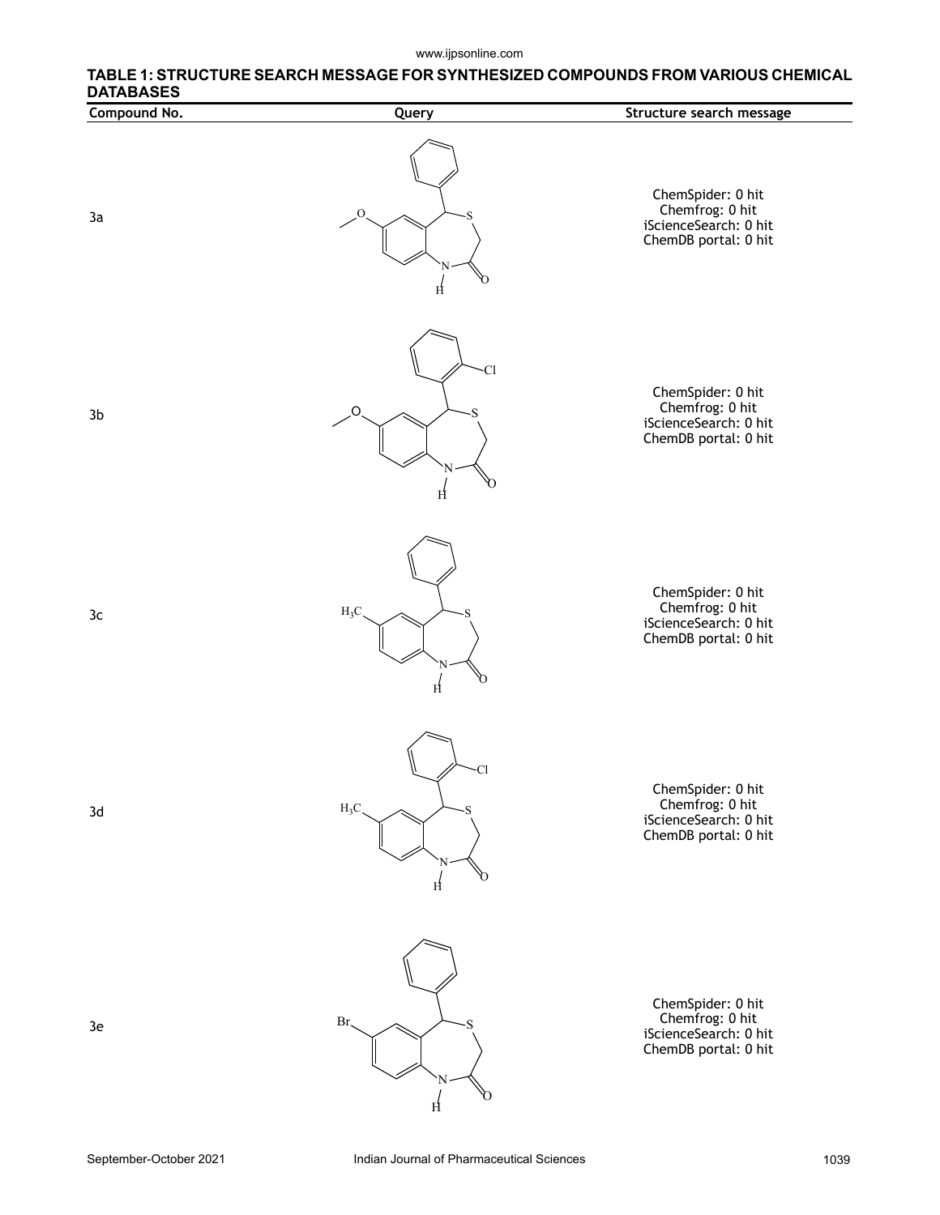**TABLE 1: STRUCTURE SEARCH MESSAGE FOR SYNTHESIZED COMPOUNDS FROM VARIOUS CHEMICAL DATABASES**

| Compound No. | Query | Structure search message |
|---|---|---|
| 3a | | ChemSpider: 0 hit<br>Chemfrog: 0 hit<br>iScienceSearch: 0 hit<br>ChemDB portal: 0 hit |
| 3b | | ChemSpider: 0 hit<br>Chemfrog: 0 hit<br>iScienceSearch: 0 hit<br>ChemDB portal: 0 hit |
| 3c | | ChemSpider: 0 hit<br>Chemfrog: 0 hit<br>iScienceSearch: 0 hit<br>ChemDB portal: 0 hit |
| 3d | | ChemSpider: 0 hit<br>Chemfrog: 0 hit<br>iScienceSearch: 0 hit<br>ChemDB portal: 0 hit |
| 3e | | ChemSpider: 0 hit<br>Chemfrog: 0 hit<br>iScienceSearch: 0 hit<br>ChemDB portal: 0 hit |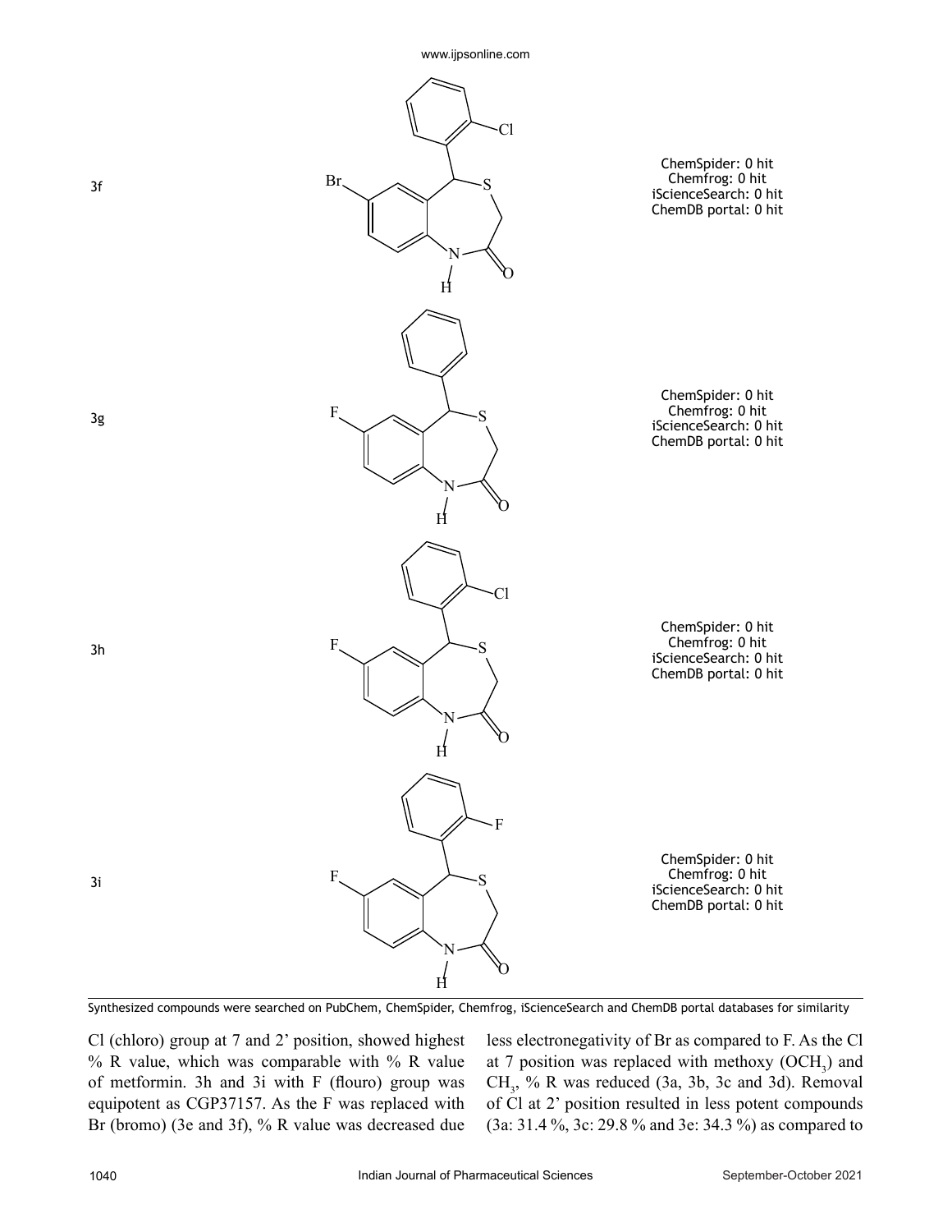| | | |
|---|---|---|
| 3f | | ChemSpider: 0 hit<br>Chemfrog: 0 hit<br>iScienceSearch: 0 hit<br>ChemDB portal: 0 hit |
| 3g | | ChemSpider: 0 hit<br>Chemfrog: 0 hit<br>iScienceSearch: 0 hit<br>ChemDB portal: 0 hit |
| 3h | | ChemSpider: 0 hit<br>Chemfrog: 0 hit<br>iScienceSearch: 0 hit<br>ChemDB portal: 0 hit |
| 3i | | ChemSpider: 0 hit<br>Chemfrog: 0 hit<br>iScienceSearch: 0 hit<br>ChemDB portal: 0 hit |

Synthesized compounds were searched on PubChem, ChemSpider, Chemfrog, iScienceSearch and ChemDB portal databases for similarity

Cl (chloro) group at 7 and 2' position, showed highest % R value, which was comparable with % R value of metformin. 3h and 3i with F (flouro) group was equipotent as CGP37157. As the F was replaced with Br (bromo) (3e and 3f), % R value was decreased due less electronegativity of Br as compared to F. As the Cl at 7 position was replaced with methoxy ($OCH_3$) and $CH_3$, % R was reduced (3a, 3b, 3c and 3d). Removal of Cl at 2' position resulted in less potent compounds (3a: 31.4 %, 3c: 29.8 % and 3e: 34.3 %) as compared to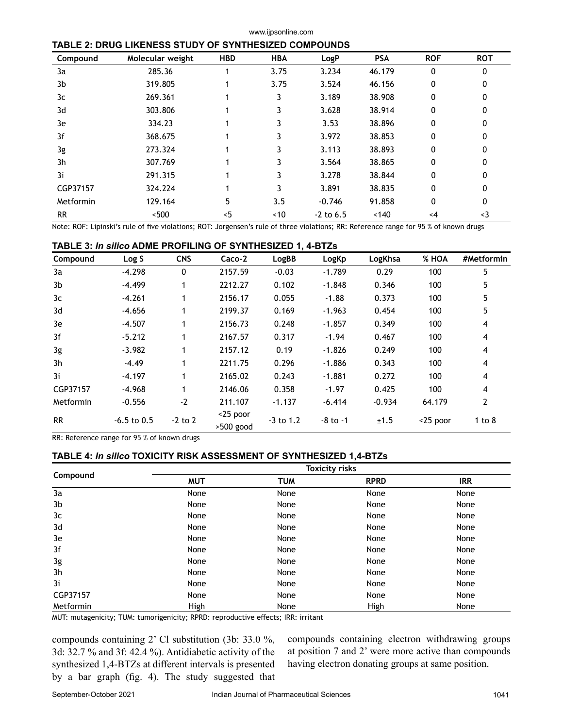**TABLE 2: DRUG LIKENESS STUDY OF SYNTHESIZED COMPOUNDS**

| Compound | Molecular weight | HBD | HBA | LogP | PSA | ROF | ROT |
|---|---|---|---|---|---|---|---|
| 3a | 285.36 | 1 | 3.75 | 3.234 | 46.179 | 0 | 0 |
| 3b | 319.805 | 1 | 3.75 | 3.524 | 46.156 | 0 | 0 |
| 3c | 269.361 | 1 | 3 | 3.189 | 38.908 | 0 | 0 |
| 3d | 303.806 | 1 | 3 | 3.628 | 38.914 | 0 | 0 |
| 3e | 334.23 | 1 | 3 | 3.53 | 38.896 | 0 | 0 |
| 3f | 368.675 | 1 | 3 | 3.972 | 38.853 | 0 | 0 |
| 3g | 273.324 | 1 | 3 | 3.113 | 38.893 | 0 | 0 |
| 3h | 307.769 | 1 | 3 | 3.564 | 38.865 | 0 | 0 |
| 3i | 291.315 | 1 | 3 | 3.278 | 38.844 | 0 | 0 |
| CGP37157 | 324.224 | 1 | 3 | 3.891 | 38.835 | 0 | 0 |
| Metformin | 129.164 | 5 | 3.5 | -0.746 | 91.858 | 0 | 0 |
| RR | <500 | <5 | <10 | -2 to 6.5 | <140 | <4 | <3 |

Note: ROF: Lipinski's rule of five violations; ROT: Jorgensen's rule of three violations; RR: Reference range for 95 % of known drugs

**TABLE 3: *In silico* ADME PROFILING OF SYNTHESIZED 1, 4-BTZs**

| Compound | Log S | CNS | Caco-2 | LogBB | LogKp | LogKhsa | % HOA | #Metformin |
|---|---|---|---|---|---|---|---|---|
| 3a | -4.298 | 0 | 2157.59 | -0.03 | -1.789 | 0.29 | 100 | 5 |
| 3b | -4.499 | 1 | 2212.27 | 0.102 | -1.848 | 0.346 | 100 | 5 |
| 3c | -4.261 | 1 | 2156.17 | 0.055 | -1.88 | 0.373 | 100 | 5 |
| 3d | -4.656 | 1 | 2199.37 | 0.169 | -1.963 | 0.454 | 100 | 5 |
| 3e | -4.507 | 1 | 2156.73 | 0.248 | -1.857 | 0.349 | 100 | 4 |
| 3f | -5.212 | 1 | 2167.57 | 0.317 | -1.94 | 0.467 | 100 | 4 |
| 3g | -3.982 | 1 | 2157.12 | 0.19 | -1.826 | 0.249 | 100 | 4 |
| 3h | -4.49 | 1 | 2211.75 | 0.296 | -1.886 | 0.343 | 100 | 4 |
| 3i | -4.197 | 1 | 2165.02 | 0.243 | -1.881 | 0.272 | 100 | 4 |
| CGP37157 | -4.968 | 1 | 2146.06 | 0.358 | -1.97 | 0.425 | 100 | 4 |
| Metformin | -0.556 | -2 | 211.107 | -1.137 | -6.414 | -0.934 | 64.179 | 2 |
| RR | -6.5 to 0.5 | -2 to 2 | <25 poor >500 good | -3 to 1.2 | -8 to -1 | ±1.5 | <25 poor | 1 to 8 |

RR: Reference range for 95 % of known drugs

**TABLE 4: *In silico* TOXICITY RISK ASSESSMENT OF SYNTHESIZED 1,4-BTZs**

| Compound | Toxicity risks | | | |
|---|---|---|---|---|
| | MUT | TUM | RPRD | IRR |
| 3a | None | None | None | None |
| 3b | None | None | None | None |
| 3c | None | None | None | None |
| 3d | None | None | None | None |
| 3e | None | None | None | None |
| 3f | None | None | None | None |
| 3g | None | None | None | None |
| 3h | None | None | None | None |
| 3i | None | None | None | None |
| CGP37157 | None | None | None | None |
| Metformin | High | None | High | None |

MUT: mutagenicity; TUM: tumorigenicity; RPRD: reproductive effects; IRR: irritant

compounds containing 2' Cl substitution (3b: 33.0 %, 3d: 32.7 % and 3f: 42.4 %). Antidiabetic activity of the synthesized 1,4-BTZs at different intervals is presented by a bar graph (fig. 4). The study suggested that compounds containing electron withdrawing groups at position 7 and 2' were more active than compounds having electron donating groups at same position.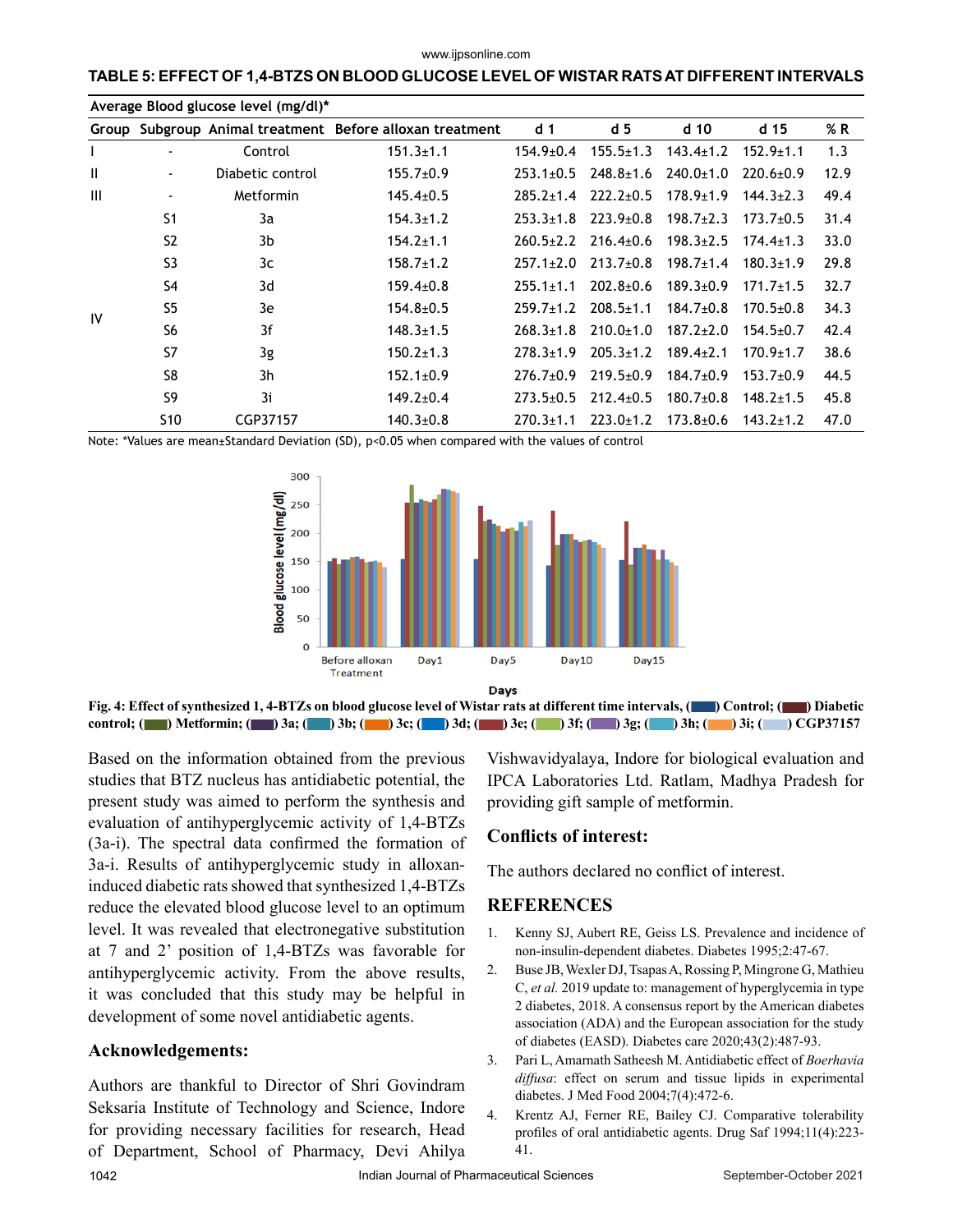**TABLE 5: EFFECT OF 1,4-BTZS ON BLOOD GLUCOSE LEVEL OF WISTAR RATS AT DIFFERENT INTERVALS**

| Average Blood glucose level (mg/dl)* | | | | | | | | |
|---|---|---|---|---|---|---|---|---|
| Group | Subgroup | Animal treatment | Before alloxan treatment | d 1 | d 5 | d 10 | d 15 | % R |
| I | - | Control | 151.3±1.1 | 154.9±0.4 | 155.5±1.3 | 143.4±1.2 | 152.9±1.1 | 1.3 |
| II | - | Diabetic control | 155.7±0.9 | 253.1±0.5 | 248.8±1.6 | 240.0±1.0 | 220.6±0.9 | 12.9 |
| III | - | Metformin | 145.4±0.5 | 285.2±1.4 | 222.2±0.5 | 178.9±1.9 | 144.3±2.3 | 49.4 |
| IV | S1 | 3a | 154.3±1.2 | 253.3±1.8 | 223.9±0.8 | 198.7±2.3 | 173.7±0.5 | 31.4 |
| | S2 | 3b | 154.2±1.1 | 260.5±2.2 | 216.4±0.6 | 198.3±2.5 | 174.4±1.3 | 33.0 |
| | S3 | 3c | 158.7±1.2 | 257.1±2.0 | 213.7±0.8 | 198.7±1.4 | 180.3±1.9 | 29.8 |
| | S4 | 3d | 159.4±0.8 | 255.1±1.1 | 202.8±0.6 | 189.3±0.9 | 171.7±1.5 | 32.7 |
| | S5 | 3e | 154.8±0.5 | 259.7±1.2 | 208.5±1.1 | 184.7±0.8 | 170.5±0.8 | 34.3 |
| | S6 | 3f | 148.3±1.5 | 268.3±1.8 | 210.0±1.0 | 187.2±2.0 | 154.5±0.7 | 42.4 |
| | S7 | 3g | 150.2±1.3 | 278.3±1.9 | 205.3±1.2 | 189.4±2.1 | 170.9±1.7 | 38.6 |
| | S8 | 3h | 152.1±0.9 | 276.7±0.9 | 219.5±0.9 | 184.7±0.9 | 153.7±0.9 | 44.5 |
| | S9 | 3i | 149.2±0.4 | 273.5±0.5 | 212.4±0.5 | 180.7±0.8 | 148.2±1.5 | 45.8 |
| | S10 | CGP37157 | 140.3±0.8 | 270.3±1.1 | 223.0±1.2 | 173.8±0.6 | 143.2±1.2 | 47.0 |

Note: *Values are mean±Standard Deviation (SD), $p<0.05$ when compared with the values of control

**Fig. 4: Effect of synthesized 1, 4-BTZs on blood glucose level of Wistar rats at different time intervals, ( ) Control; ( ) Diabetic control; ( ) Metformin; ( ) 3a; ( ) 3b; ( ) 3c; ( ) 3d; ( ) 3e; ( ) 3f; ( ) 3g; ( ) 3h; ( ) 3i; ( ) CGP37157**

Based on the information obtained from the previous studies that BTZ nucleus has antidiabetic potential, the present study was aimed to perform the synthesis and evaluation of antihyperglycemic activity of 1,4-BTZs (3a-i). The spectral data confirmed the formation of 3a-i. Results of antihyperglycemic study in alloxan-induced diabetic rats showed that synthesized 1,4-BTZs reduce the elevated blood glucose level to an optimum level. It was revealed that electronegative substitution at 7 and 2' position of 1,4-BTZs was favorable for antihyperglycemic activity. From the above results, it was concluded that this study may be helpful in development of some novel antidiabetic agents.

## Acknowledgements:

Authors are thankful to Director of Shri Govindram Seksaria Institute of Technology and Science, Indore for providing necessary facilities for research, Head of Department, School of Pharmacy, Devi Ahilya Vishwavidyalaya, Indore for biological evaluation and IPCA Laboratories Ltd. Ratlam, Madhya Pradesh for providing gift sample of metformin.

## Conflicts of interest:

The authors declared no conflict of interest.

## REFERENCES

1. Kenny SJ, Aubert RE, Geiss LS. Prevalence and incidence of non-insulin-dependent diabetes. Diabetes 1995;2:47-67.
2. Buse JB, Wexler DJ, Tsapas A, Rossing P, Mingrone G, Mathieu C, *et al.* 2019 update to: management of hyperglycemia in type 2 diabetes, 2018. A consensus report by the American diabetes association (ADA) and the European association for the study of diabetes (EASD). Diabetes care 2020;43(2):487-93.
3. Pari L, Amarnath Satheesh M. Antidiabetic effect of *Boerhavia diffusa*: effect on serum and tissue lipids in experimental diabetes. J Med Food 2004;7(4):472-6.
4. Krentz AJ, Ferner RE, Bailey CJ. Comparative tolerability profiles of oral antidiabetic agents. Drug Saf 1994;11(4):223-41.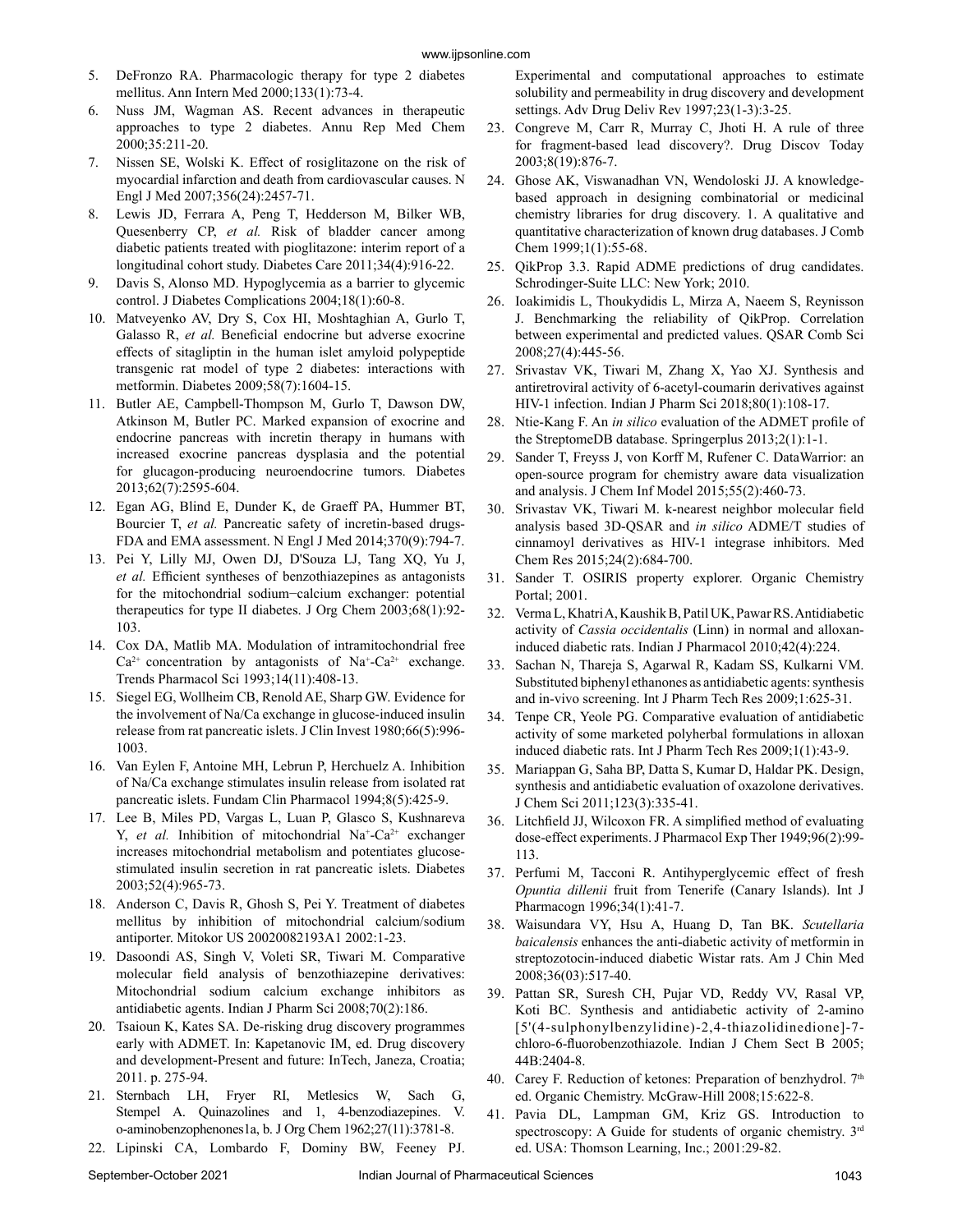5. DeFronzo RA. Pharmacologic therapy for type 2 diabetes mellitus. Ann Intern Med 2000;133(1):73-4.
6. Nuss JM, Wagman AS. Recent advances in therapeutic approaches to type 2 diabetes. Annu Rep Med Chem 2000;35:211-20.
7. Nissen SE, Wolski K. Effect of rosiglitazone on the risk of myocardial infarction and death from cardiovascular causes. N Engl J Med 2007;356(24):2457-71.
8. Lewis JD, Ferrara A, Peng T, Hedderson M, Bilker WB, Quesenberry CP, *et al.* Risk of bladder cancer among diabetic patients treated with pioglitazone: interim report of a longitudinal cohort study. Diabetes Care 2011;34(4):916-22.
9. Davis S, Alonso MD. Hypoglycemia as a barrier to glycemic control. J Diabetes Complications 2004;18(1):60-8.
10. Matveyenko AV, Dry S, Cox HI, Moshtaghian A, Gurlo T, Galasso R, *et al.* Beneficial endocrine but adverse exocrine effects of sitagliptin in the human islet amyloid polypeptide transgenic rat model of type 2 diabetes: interactions with metformin. Diabetes 2009;58(7):1604-15.
11. Butler AE, Campbell-Thompson M, Gurlo T, Dawson DW, Atkinson M, Butler PC. Marked expansion of exocrine and endocrine pancreas with incretin therapy in humans with increased exocrine pancreas dysplasia and the potential for glucagon-producing neuroendocrine tumors. Diabetes 2013;62(7):2595-604.
12. Egan AG, Blind E, Dunder K, de Graeff PA, Hummer BT, Bourcier T, *et al.* Pancreatic safety of incretin-based drugs-FDA and EMA assessment. N Engl J Med 2014;370(9):794-7.
13. Pei Y, Lilly MJ, Owen DJ, D'Souza LJ, Tang XQ, Yu J, *et al.* Efficient syntheses of benzothiazepines as antagonists for the mitochondrial sodium−calcium exchanger: potential therapeutics for type II diabetes. J Org Chem 2003;68(1):92-103.
14. Cox DA, Matlib MA. Modulation of intramitochondrial free $Ca^{2+}$ concentration by antagonists of $Na^{+}$-$Ca^{2+}$ exchange. Trends Pharmacol Sci 1993;14(11):408-13.
15. Siegel EG, Wollheim CB, Renold AE, Sharp GW. Evidence for the involvement of Na/Ca exchange in glucose-induced insulin release from rat pancreatic islets. J Clin Invest 1980;66(5):996-1003.
16. Van Eylen F, Antoine MH, Lebrun P, Herchuelz A. Inhibition of Na/Ca exchange stimulates insulin release from isolated rat pancreatic islets. Fundam Clin Pharmacol 1994;8(5):425-9.
17. Lee B, Miles PD, Vargas L, Luan P, Glasco S, Kushnareva Y, *et al.* Inhibition of mitochondrial $Na^{+}$-$Ca^{2+}$ exchanger increases mitochondrial metabolism and potentiates glucose-stimulated insulin secretion in rat pancreatic islets. Diabetes 2003;52(4):965-73.
18. Anderson C, Davis R, Ghosh S, Pei Y. Treatment of diabetes mellitus by inhibition of mitochondrial calcium/sodium antiporter. Mitokor US 20020082193A1 2002:1-23.
19. Dasoondi AS, Singh V, Voleti SR, Tiwari M. Comparative molecular field analysis of benzothiazepine derivatives: Mitochondrial sodium calcium exchange inhibitors as antidiabetic agents. Indian J Pharm Sci 2008;70(2):186.
20. Tsaioun K, Kates SA. De-risking drug discovery programmes early with ADMET. In: Kapetanovic IM, ed. Drug discovery and development-Present and future: InTech, Janeza, Croatia; 2011. p. 275-94.
21. Sternbach LH, Fryer RI, Metlesics W, Sach G, Stempel A. Quinazolines and 1, 4-benzodiazepines. V. o-aminobenzophenones1a, b. J Org Chem 1962;27(11):3781-8.
22. Lipinski CA, Lombardo F, Dominy BW, Feeney PJ. Experimental and computational approaches to estimate solubility and permeability in drug discovery and development settings. Adv Drug Deliv Rev 1997;23(1-3):3-25.
23. Congreve M, Carr R, Murray C, Jhoti H. A rule of three for fragment-based lead discovery?. Drug Discov Today 2003;8(19):876-7.
24. Ghose AK, Viswanadhan VN, Wendoloski JJ. A knowledge-based approach in designing combinatorial or medicinal chemistry libraries for drug discovery. 1. A qualitative and quantitative characterization of known drug databases. J Comb Chem 1999;1(1):55-68.
25. QikProp 3.3. Rapid ADME predictions of drug candidates. Schrodinger-Suite LLC: New York; 2010.
26. Ioakimidis L, Thoukydidis L, Mirza A, Naeem S, Reynisson J. Benchmarking the reliability of QikProp. Correlation between experimental and predicted values. QSAR Comb Sci 2008;27(4):445-56.
27. Srivastav VK, Tiwari M, Zhang X, Yao XJ. Synthesis and antiretroviral activity of 6-acetyl-coumarin derivatives against HIV-1 infection. Indian J Pharm Sci 2018;80(1):108-17.
28. Ntie-Kang F. An *in silico* evaluation of the ADMET profile of the StreptomeDB database. Springerplus 2013;2(1):1-1.
29. Sander T, Freyss J, von Korff M, Rufener C. DataWarrior: an open-source program for chemistry aware data visualization and analysis. J Chem Inf Model 2015;55(2):460-73.
30. Srivastav VK, Tiwari M. k-nearest neighbor molecular field analysis based 3D-QSAR and *in silico* ADME/T studies of cinnamoyl derivatives as HIV-1 integrase inhibitors. Med Chem Res 2015;24(2):684-700.
31. Sander T. OSIRIS property explorer. Organic Chemistry Portal; 2001.
32. Verma L, Khatri A, Kaushik B, Patil UK, Pawar RS. Antidiabetic activity of *Cassia occidentalis* (Linn) in normal and alloxan-induced diabetic rats. Indian J Pharmacol 2010;42(4):224.
33. Sachan N, Thareja S, Agarwal R, Kadam SS, Kulkarni VM. Substituted biphenyl ethanones as antidiabetic agents: synthesis and in-vivo screening. Int J Pharm Tech Res 2009;1:625-31.
34. Tenpe CR, Yeole PG. Comparative evaluation of antidiabetic activity of some marketed polyherbal formulations in alloxan induced diabetic rats. Int J Pharm Tech Res 2009;1(1):43-9.
35. Mariappan G, Saha BP, Datta S, Kumar D, Haldar PK. Design, synthesis and antidiabetic evaluation of oxazolone derivatives. J Chem Sci 2011;123(3):335-41.
36. Litchfield JJ, Wilcoxon FR. A simplified method of evaluating dose-effect experiments. J Pharmacol Exp Ther 1949;96(2):99-113.
37. Perfumi M, Tacconi R. Antihyperglycemic effect of fresh *Opuntia dillenii* fruit from Tenerife (Canary Islands). Int J Pharmacogn 1996;34(1):41-7.
38. Waisundara VY, Hsu A, Huang D, Tan BK. *Scutellaria baicalensis* enhances the anti-diabetic activity of metformin in streptozotocin-induced diabetic Wistar rats. Am J Chin Med 2008;36(03):517-40.
39. Pattan SR, Suresh CH, Pujar VD, Reddy VV, Rasal VP, Koti BC. Synthesis and antidiabetic activity of 2-amino [5'(4-sulphonylbenzylidine)-2,4-thiazolidinedione]-7-chloro-6-fluorobenzothiazole. Indian J Chem Sect B 2005; 44B:2404-8.
40. Carey F. Reduction of ketones: Preparation of benzhydrol. 7th ed. Organic Chemistry. McGraw-Hill 2008;15:622-8.
41. Pavia DL, Lampman GM, Kriz GS. Introduction to spectroscopy: A Guide for students of organic chemistry. 3rd ed. USA: Thomson Learning, Inc.; 2001:29-82.